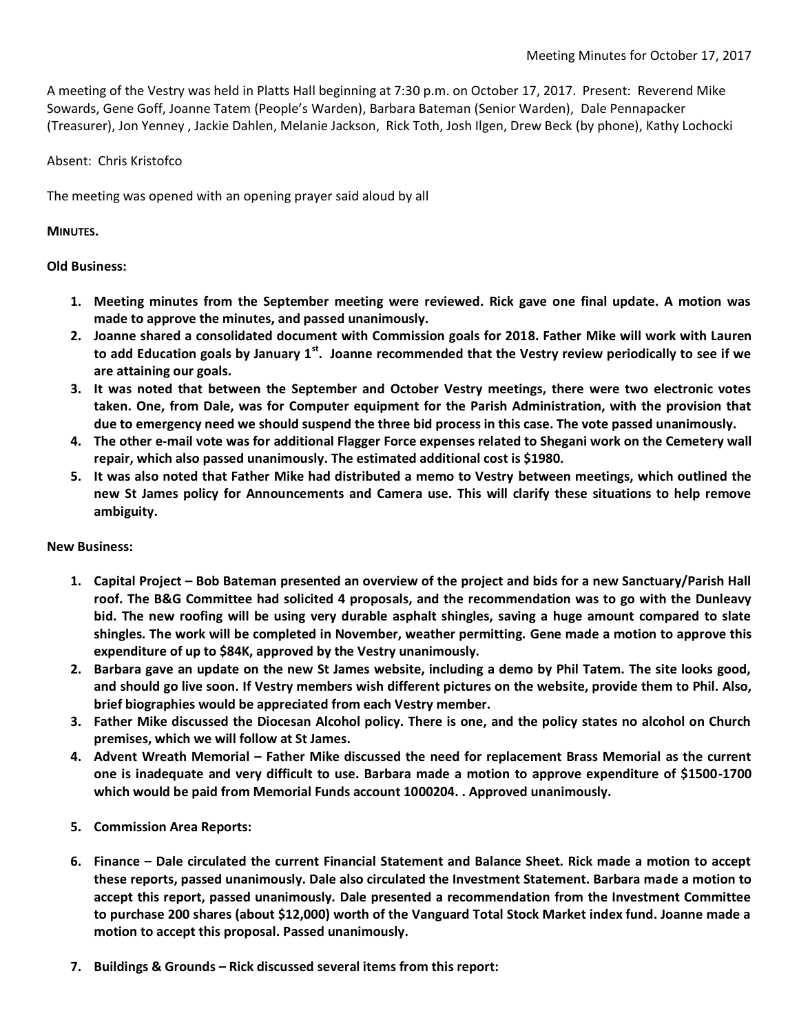Meeting Minutes for October 17, 2017

A meeting of the Vestry was held in Platts Hall beginning at 7:30 p.m. on October 17, 2017. Present: Reverend Mike Sowards, Gene Goff, Joanne Tatem (People's Warden), Barbara Bateman (Senior Warden), Dale Pennapacker (Treasurer), Jon Yenney , Jackie Dahlen, Melanie Jackson, Rick Toth, Josh Ilgen, Drew Beck (by phone), Kathy Lochocki

Absent: Chris Kristofco

The meeting was opened with an opening prayer said aloud by all

**MINUTES.**

**Old Business:**

1. **Meeting minutes from the September meeting were reviewed. Rick gave one final update. A motion was made to approve the minutes, and passed unanimously.**
2. **Joanne shared a consolidated document with Commission goals for 2018. Father Mike will work with Lauren to add Education goals by January 1st. Joanne recommended that the Vestry review periodically to see if we are attaining our goals.**
3. **It was noted that between the September and October Vestry meetings, there were two electronic votes taken. One, from Dale, was for Computer equipment for the Parish Administration, with the provision that due to emergency need we should suspend the three bid process in this case. The vote passed unanimously.**
4. **The other e-mail vote was for additional Flagger Force expenses related to Shegani work on the Cemetery wall repair, which also passed unanimously. The estimated additional cost is $1980.**
5. **It was also noted that Father Mike had distributed a memo to Vestry between meetings, which outlined the new St James policy for Announcements and Camera use. This will clarify these situations to help remove ambiguity.**

**New Business:**

1. **Capital Project – Bob Bateman presented an overview of the project and bids for a new Sanctuary/Parish Hall roof. The B&G Committee had solicited 4 proposals, and the recommendation was to go with the Dunleavy bid. The new roofing will be using very durable asphalt shingles, saving a huge amount compared to slate shingles. The work will be completed in November, weather permitting. Gene made a motion to approve this expenditure of up to $84K, approved by the Vestry unanimously.**
2. **Barbara gave an update on the new St James website, including a demo by Phil Tatem. The site looks good, and should go live soon. If Vestry members wish different pictures on the website, provide them to Phil. Also, brief biographies would be appreciated from each Vestry member.**
3. **Father Mike discussed the Diocesan Alcohol policy. There is one, and the policy states no alcohol on Church premises, which we will follow at St James.**
4. **Advent Wreath Memorial – Father Mike discussed the need for replacement Brass Memorial as the current one is inadequate and very difficult to use. Barbara made a motion to approve expenditure of $1500-1700 which would be paid from Memorial Funds account 1000204. . Approved unanimously.**
5. **Commission Area Reports:**
6. **Finance – Dale circulated the current Financial Statement and Balance Sheet. Rick made a motion to accept these reports, passed unanimously. Dale also circulated the Investment Statement. Barbara made a motion to accept this report, passed unanimously. Dale presented a recommendation from the Investment Committee to purchase 200 shares (about $12,000) worth of the Vanguard Total Stock Market index fund. Joanne made a motion to accept this proposal. Passed unanimously.**
7. **Buildings & Grounds – Rick discussed several items from this report:**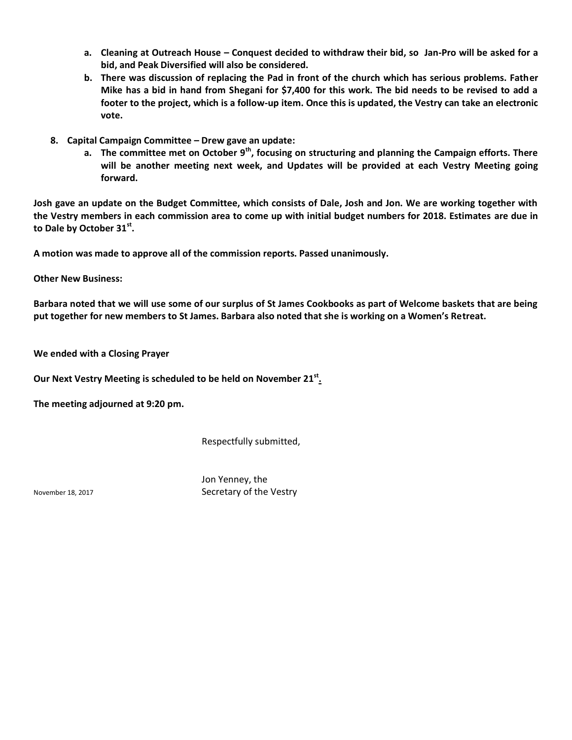a. **Cleaning at Outreach House – Conquest decided to withdraw their bid, so Jan-Pro will be asked for a bid, and Peak Diversified will also be considered.**
b. **There was discussion of replacing the Pad in front of the church which has serious problems. Father Mike has a bid in hand from Shegani for $7,400 for this work. The bid needs to be revised to add a footer to the project, which is a follow-up item. Once this is updated, the Vestry can take an electronic vote.**

8. **Capital Campaign Committee – Drew gave an update:**
   a. **The committee met on October 9th, focusing on structuring and planning the Campaign efforts. There will be another meeting next week, and Updates will be provided at each Vestry Meeting going forward.**

**Josh gave an update on the Budget Committee, which consists of Dale, Josh and Jon. We are working together with the Vestry members in each commission area to come up with initial budget numbers for 2018. Estimates are due in to Dale by October 31st.**

**A motion was made to approve all of the commission reports. Passed unanimously.**

**Other New Business:**

**Barbara noted that we will use some of our surplus of St James Cookbooks as part of Welcome baskets that are being put together for new members to St James. Barbara also noted that she is working on a Women's Retreat.**

**We ended with a Closing Prayer**

**Our Next Vestry Meeting is scheduled to be held on November 21st.**

**The meeting adjourned at 9:20 pm.**

Respectfully submitted,

Jon Yenney, the
Secretary of the Vestry

November 18, 2017